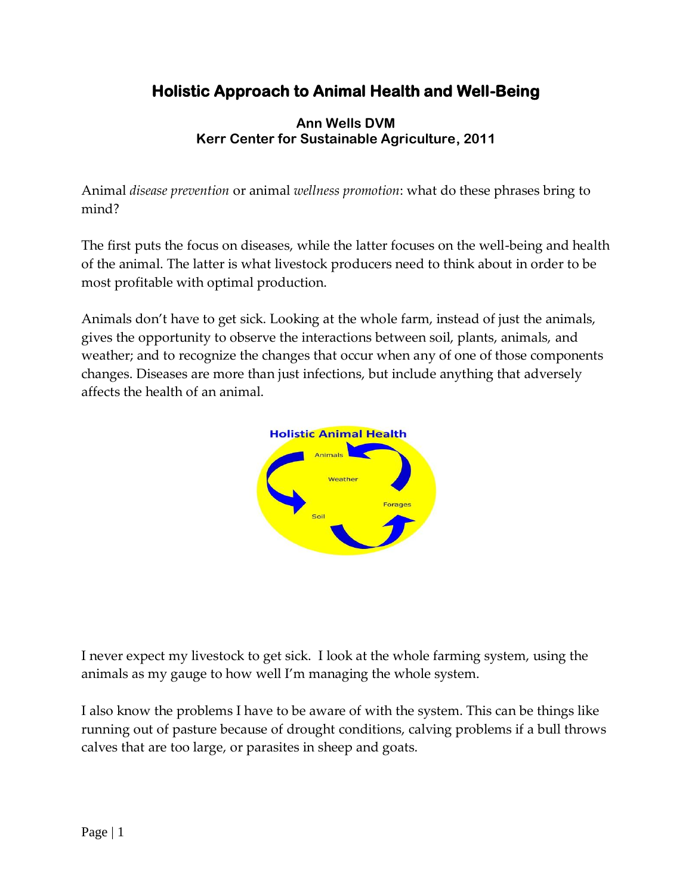# Holistic Approach to Animal Health and Well-Being

**Ann Wells DVM**
**Kerr Center for Sustainable Agriculture, 2011**

Animal *disease prevention* or animal *wellness promotion*: what do these phrases bring to mind?

The first puts the focus on diseases, while the latter focuses on the well-being and health of the animal. The latter is what livestock producers need to think about in order to be most profitable with optimal production.

Animals don't have to get sick. Looking at the whole farm, instead of just the animals, gives the opportunity to observe the interactions between soil, plants, animals, and weather; and to recognize the changes that occur when any of one of those components changes. Diseases are more than just infections, but include anything that adversely affects the health of an animal.

Holistic Animal Health

Animals

Weather

Forages

Soil

I never expect my livestock to get sick. I look at the whole farming system, using the animals as my gauge to how well I'm managing the whole system.

I also know the problems I have to be aware of with the system. This can be things like running out of pasture because of drought conditions, calving problems if a bull throws calves that are too large, or parasites in sheep and goats.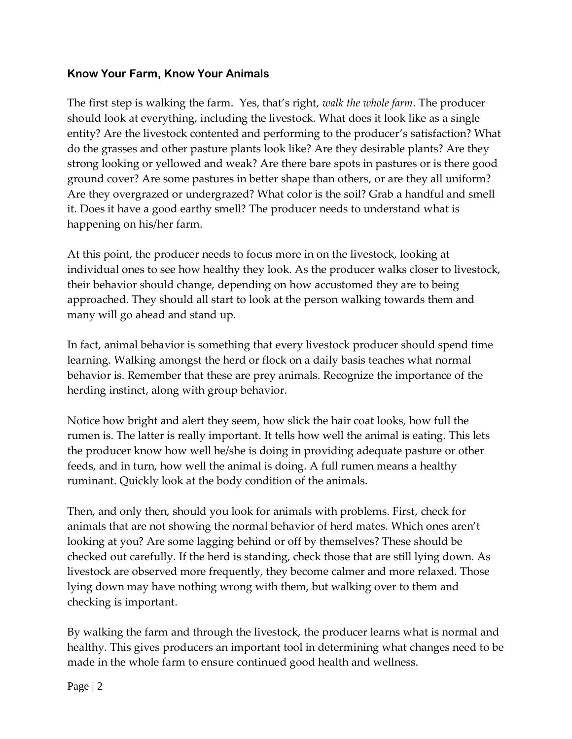### **Know Your Farm, Know Your Animals**

The first step is walking the farm. Yes, that's right, *walk the whole farm*. The producer should look at everything, including the livestock. What does it look like as a single entity? Are the livestock contented and performing to the producer's satisfaction? What do the grasses and other pasture plants look like? Are they desirable plants? Are they strong looking or yellowed and weak? Are there bare spots in pastures or is there good ground cover? Are some pastures in better shape than others, or are they all uniform? Are they overgrazed or undergrazed? What color is the soil? Grab a handful and smell it. Does it have a good earthy smell? The producer needs to understand what is happening on his/her farm.

At this point, the producer needs to focus more in on the livestock, looking at individual ones to see how healthy they look. As the producer walks closer to livestock, their behavior should change, depending on how accustomed they are to being approached. They should all start to look at the person walking towards them and many will go ahead and stand up.

In fact, animal behavior is something that every livestock producer should spend time learning. Walking amongst the herd or flock on a daily basis teaches what normal behavior is. Remember that these are prey animals. Recognize the importance of the herding instinct, along with group behavior.

Notice how bright and alert they seem, how slick the hair coat looks, how full the rumen is. The latter is really important. It tells how well the animal is eating. This lets the producer know how well he/she is doing in providing adequate pasture or other feeds, and in turn, how well the animal is doing. A full rumen means a healthy ruminant. Quickly look at the body condition of the animals.

Then, and only then, should you look for animals with problems. First, check for animals that are not showing the normal behavior of herd mates. Which ones aren't looking at you? Are some lagging behind or off by themselves? These should be checked out carefully. If the herd is standing, check those that are still lying down. As livestock are observed more frequently, they become calmer and more relaxed. Those lying down may have nothing wrong with them, but walking over to them and checking is important.

By walking the farm and through the livestock, the producer learns what is normal and healthy. This gives producers an important tool in determining what changes need to be made in the whole farm to ensure continued good health and wellness.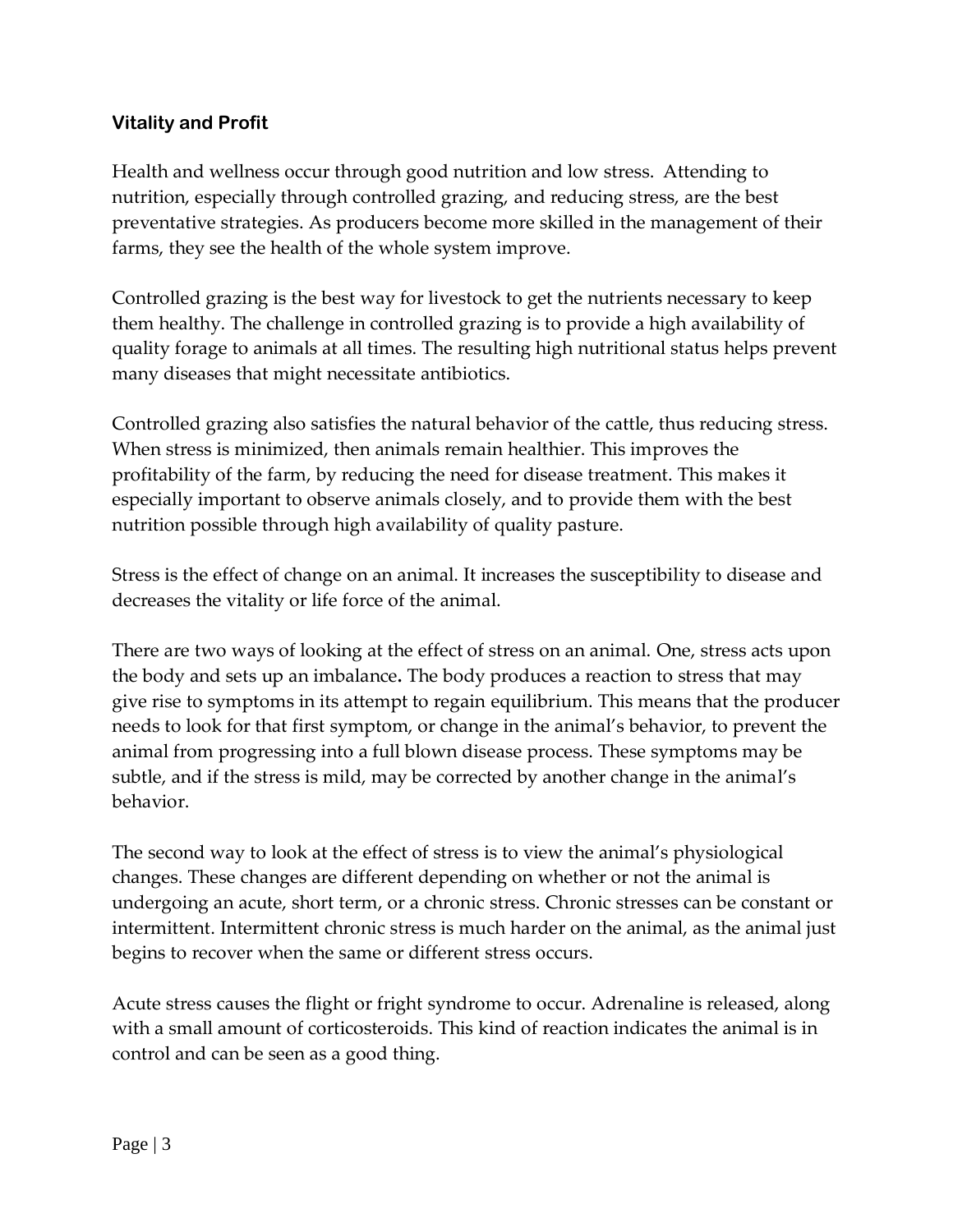### Vitality and Profit

Health and wellness occur through good nutrition and low stress. Attending to nutrition, especially through controlled grazing, and reducing stress, are the best preventative strategies. As producers become more skilled in the management of their farms, they see the health of the whole system improve.

Controlled grazing is the best way for livestock to get the nutrients necessary to keep them healthy. The challenge in controlled grazing is to provide a high availability of quality forage to animals at all times. The resulting high nutritional status helps prevent many diseases that might necessitate antibiotics.

Controlled grazing also satisfies the natural behavior of the cattle, thus reducing stress. When stress is minimized, then animals remain healthier. This improves the profitability of the farm, by reducing the need for disease treatment. This makes it especially important to observe animals closely, and to provide them with the best nutrition possible through high availability of quality pasture.

Stress is the effect of change on an animal. It increases the susceptibility to disease and decreases the vitality or life force of the animal.

There are two ways of looking at the effect of stress on an animal. One, stress acts upon the body and sets up an imbalance**.** The body produces a reaction to stress that may give rise to symptoms in its attempt to regain equilibrium. This means that the producer needs to look for that first symptom, or change in the animal's behavior, to prevent the animal from progressing into a full blown disease process. These symptoms may be subtle, and if the stress is mild, may be corrected by another change in the animal's behavior.

The second way to look at the effect of stress is to view the animal's physiological changes. These changes are different depending on whether or not the animal is undergoing an acute, short term, or a chronic stress. Chronic stresses can be constant or intermittent. Intermittent chronic stress is much harder on the animal, as the animal just begins to recover when the same or different stress occurs.

Acute stress causes the flight or fright syndrome to occur. Adrenaline is released, along with a small amount of corticosteroids. This kind of reaction indicates the animal is in control and can be seen as a good thing.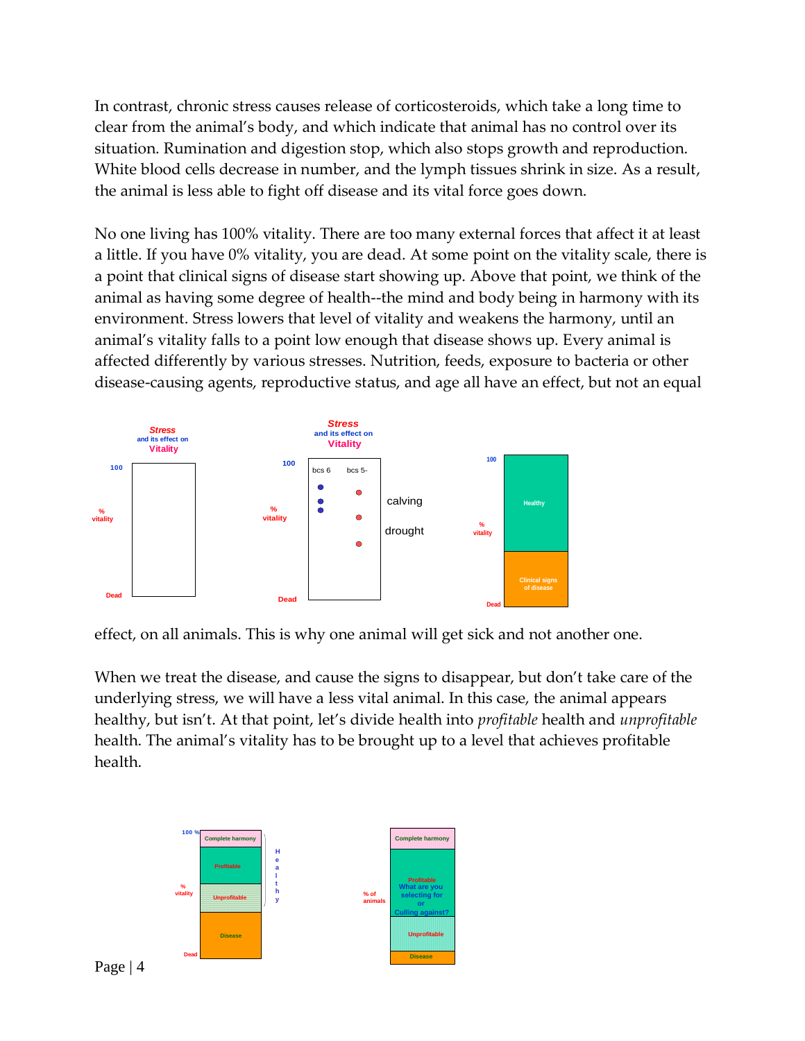In contrast, chronic stress causes release of corticosteroids, which take a long time to clear from the animal's body, and which indicate that animal has no control over its situation. Rumination and digestion stop, which also stops growth and reproduction. White blood cells decrease in number, and the lymph tissues shrink in size. As a result, the animal is less able to fight off disease and its vital force goes down.

No one living has 100% vitality. There are too many external forces that affect it at least a little. If you have 0% vitality, you are dead. At some point on the vitality scale, there is a point that clinical signs of disease start showing up. Above that point, we think of the animal as having some degree of health--the mind and body being in harmony with its environment. Stress lowers that level of vitality and weakens the harmony, until an animal's vitality falls to a point low enough that disease shows up. Every animal is affected differently by various stresses. Nutrition, feeds, exposure to bacteria or other disease-causing agents, reproductive status, and age all have an effect, but not an equal effect, on all animals. This is why one animal will get sick and not another one.

When we treat the disease, and cause the signs to disappear, but don't take care of the underlying stress, we will have a less vital animal. In this case, the animal appears healthy, but isn't. At that point, let's divide health into *profitable* health and *unprofitable* health. The animal's vitality has to be brought up to a level that achieves profitable health.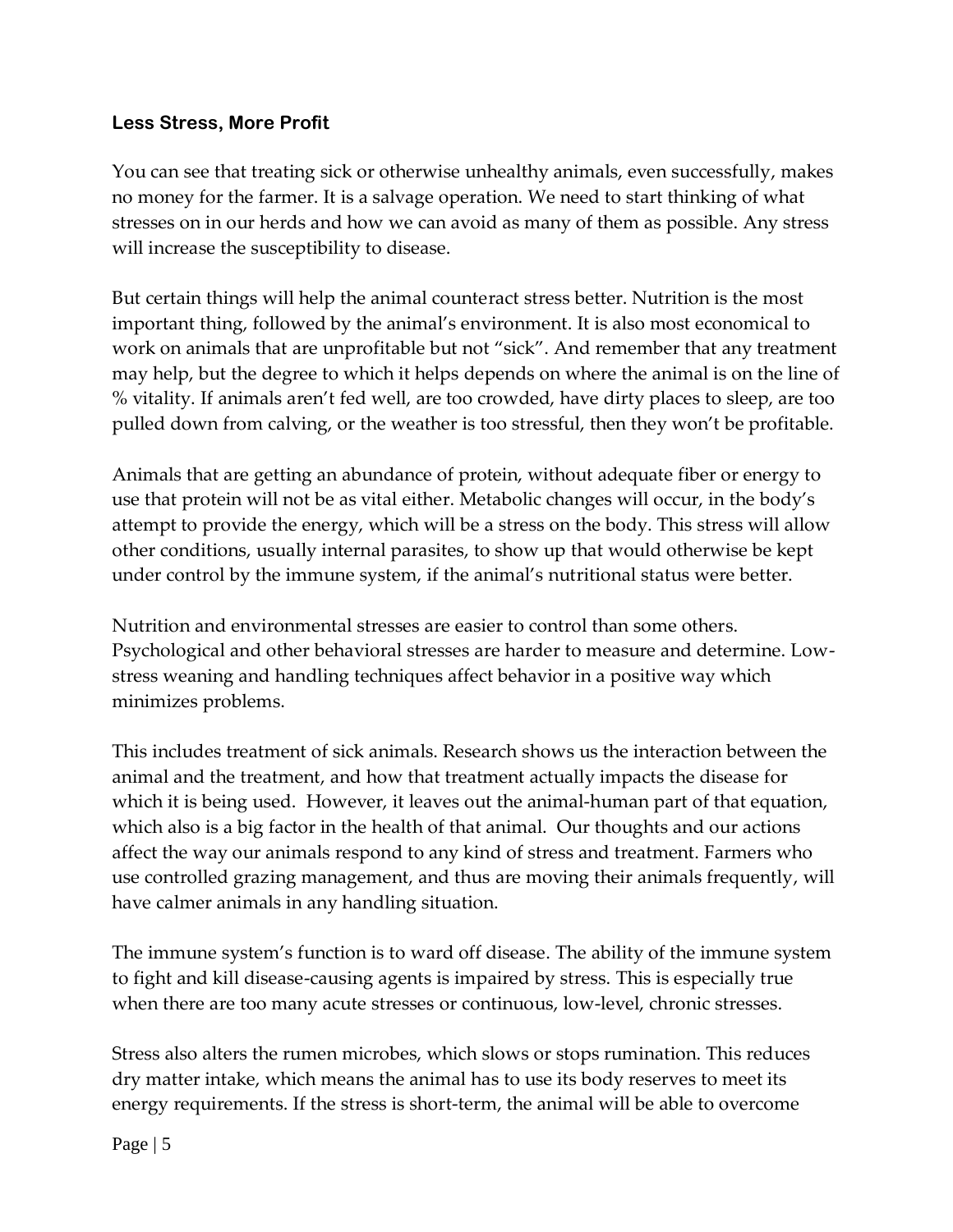### Less Stress, More Profit

You can see that treating sick or otherwise unhealthy animals, even successfully, makes no money for the farmer. It is a salvage operation. We need to start thinking of what stresses on in our herds and how we can avoid as many of them as possible. Any stress will increase the susceptibility to disease.

But certain things will help the animal counteract stress better. Nutrition is the most important thing, followed by the animal's environment. It is also most economical to work on animals that are unprofitable but not "sick". And remember that any treatment may help, but the degree to which it helps depends on where the animal is on the line of % vitality. If animals aren't fed well, are too crowded, have dirty places to sleep, are too pulled down from calving, or the weather is too stressful, then they won't be profitable.

Animals that are getting an abundance of protein, without adequate fiber or energy to use that protein will not be as vital either. Metabolic changes will occur, in the body's attempt to provide the energy, which will be a stress on the body. This stress will allow other conditions, usually internal parasites, to show up that would otherwise be kept under control by the immune system, if the animal's nutritional status were better.

Nutrition and environmental stresses are easier to control than some others. Psychological and other behavioral stresses are harder to measure and determine. Low-stress weaning and handling techniques affect behavior in a positive way which minimizes problems.

This includes treatment of sick animals. Research shows us the interaction between the animal and the treatment, and how that treatment actually impacts the disease for which it is being used. However, it leaves out the animal-human part of that equation, which also is a big factor in the health of that animal. Our thoughts and our actions affect the way our animals respond to any kind of stress and treatment. Farmers who use controlled grazing management, and thus are moving their animals frequently, will have calmer animals in any handling situation.

The immune system's function is to ward off disease. The ability of the immune system to fight and kill disease-causing agents is impaired by stress. This is especially true when there are too many acute stresses or continuous, low-level, chronic stresses.

Stress also alters the rumen microbes, which slows or stops rumination. This reduces dry matter intake, which means the animal has to use its body reserves to meet its energy requirements. If the stress is short-term, the animal will be able to overcome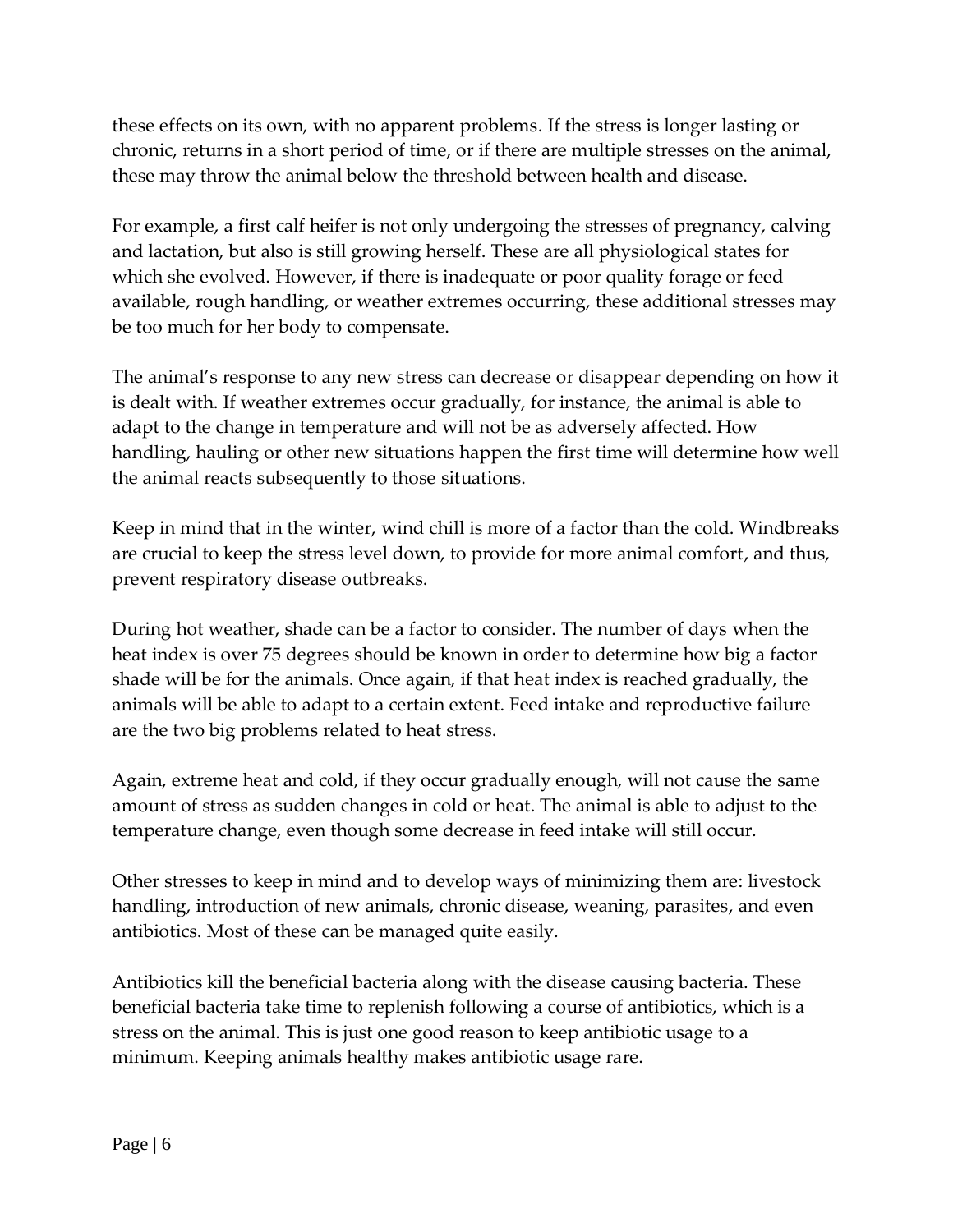these effects on its own, with no apparent problems. If the stress is longer lasting or chronic, returns in a short period of time, or if there are multiple stresses on the animal, these may throw the animal below the threshold between health and disease.

For example, a first calf heifer is not only undergoing the stresses of pregnancy, calving and lactation, but also is still growing herself. These are all physiological states for which she evolved. However, if there is inadequate or poor quality forage or feed available, rough handling, or weather extremes occurring, these additional stresses may be too much for her body to compensate.

The animal's response to any new stress can decrease or disappear depending on how it is dealt with. If weather extremes occur gradually, for instance, the animal is able to adapt to the change in temperature and will not be as adversely affected. How handling, hauling or other new situations happen the first time will determine how well the animal reacts subsequently to those situations.

Keep in mind that in the winter, wind chill is more of a factor than the cold. Windbreaks are crucial to keep the stress level down, to provide for more animal comfort, and thus, prevent respiratory disease outbreaks.

During hot weather, shade can be a factor to consider. The number of days when the heat index is over 75 degrees should be known in order to determine how big a factor shade will be for the animals. Once again, if that heat index is reached gradually, the animals will be able to adapt to a certain extent. Feed intake and reproductive failure are the two big problems related to heat stress.

Again, extreme heat and cold, if they occur gradually enough, will not cause the same amount of stress as sudden changes in cold or heat. The animal is able to adjust to the temperature change, even though some decrease in feed intake will still occur.

Other stresses to keep in mind and to develop ways of minimizing them are: livestock handling, introduction of new animals, chronic disease, weaning, parasites, and even antibiotics. Most of these can be managed quite easily.

Antibiotics kill the beneficial bacteria along with the disease causing bacteria. These beneficial bacteria take time to replenish following a course of antibiotics, which is a stress on the animal. This is just one good reason to keep antibiotic usage to a minimum. Keeping animals healthy makes antibiotic usage rare.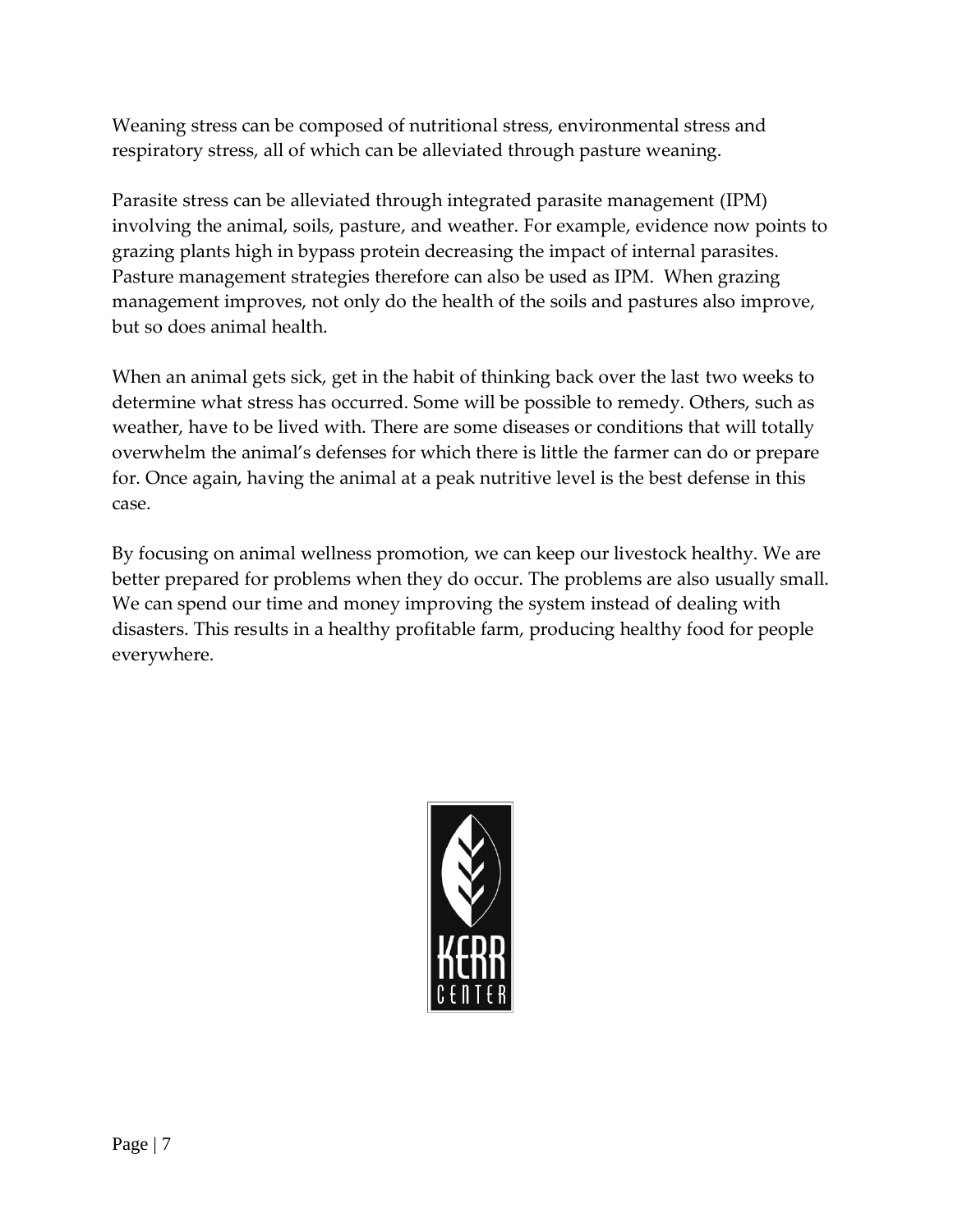Weaning stress can be composed of nutritional stress, environmental stress and respiratory stress, all of which can be alleviated through pasture weaning.

Parasite stress can be alleviated through integrated parasite management (IPM) involving the animal, soils, pasture, and weather. For example, evidence now points to grazing plants high in bypass protein decreasing the impact of internal parasites. Pasture management strategies therefore can also be used as IPM. When grazing management improves, not only do the health of the soils and pastures also improve, but so does animal health.

When an animal gets sick, get in the habit of thinking back over the last two weeks to determine what stress has occurred. Some will be possible to remedy. Others, such as weather, have to be lived with. There are some diseases or conditions that will totally overwhelm the animal's defenses for which there is little the farmer can do or prepare for. Once again, having the animal at a peak nutritive level is the best defense in this case.

By focusing on animal wellness promotion, we can keep our livestock healthy. We are better prepared for problems when they do occur. The problems are also usually small. We can spend our time and money improving the system instead of dealing with disasters. This results in a healthy profitable farm, producing healthy food for people everywhere.

KERR CENTER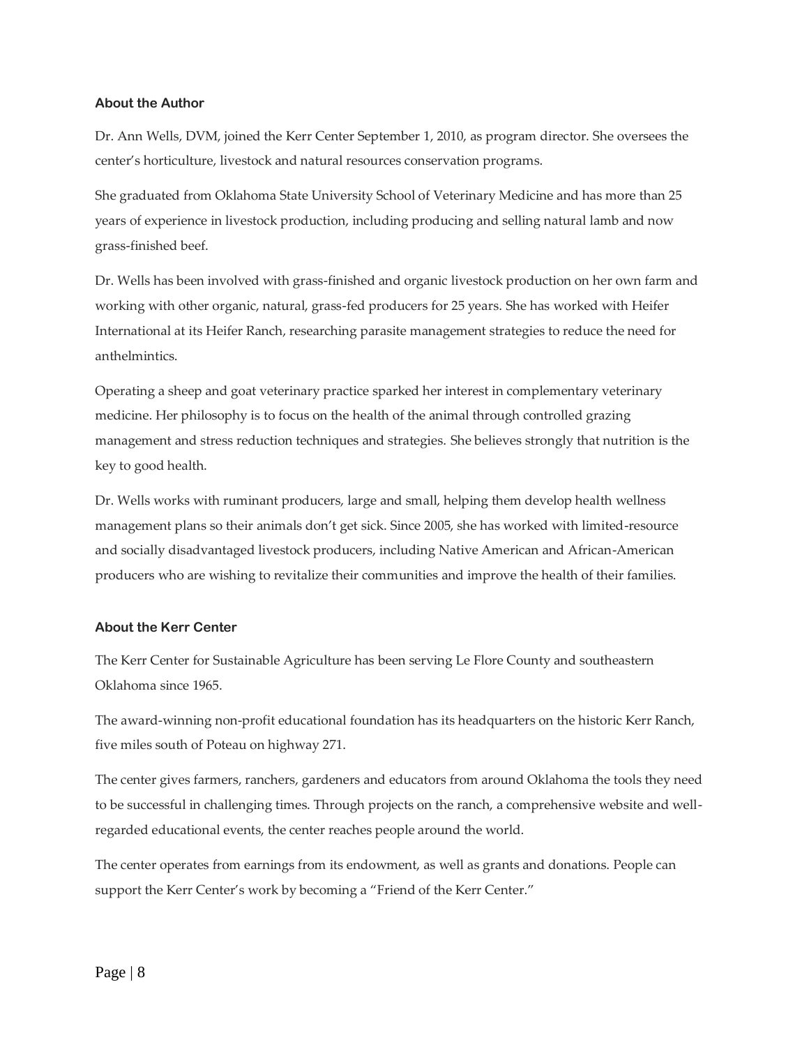### About the Author

Dr. Ann Wells, DVM, joined the Kerr Center September 1, 2010, as program director. She oversees the center's horticulture, livestock and natural resources conservation programs.

She graduated from Oklahoma State University School of Veterinary Medicine and has more than 25 years of experience in livestock production, including producing and selling natural lamb and now grass-finished beef.

Dr. Wells has been involved with grass-finished and organic livestock production on her own farm and working with other organic, natural, grass-fed producers for 25 years. She has worked with Heifer International at its Heifer Ranch, researching parasite management strategies to reduce the need for anthelmintics.

Operating a sheep and goat veterinary practice sparked her interest in complementary veterinary medicine. Her philosophy is to focus on the health of the animal through controlled grazing management and stress reduction techniques and strategies. She believes strongly that nutrition is the key to good health.

Dr. Wells works with ruminant producers, large and small, helping them develop health wellness management plans so their animals don't get sick. Since 2005, she has worked with limited-resource and socially disadvantaged livestock producers, including Native American and African-American producers who are wishing to revitalize their communities and improve the health of their families.

### About the Kerr Center

The Kerr Center for Sustainable Agriculture has been serving Le Flore County and southeastern Oklahoma since 1965.

The award-winning non-profit educational foundation has its headquarters on the historic Kerr Ranch, five miles south of Poteau on highway 271.

The center gives farmers, ranchers, gardeners and educators from around Oklahoma the tools they need to be successful in challenging times. Through projects on the ranch, a comprehensive website and well-regarded educational events, the center reaches people around the world.

The center operates from earnings from its endowment, as well as grants and donations. People can support the Kerr Center's work by becoming a "Friend of the Kerr Center."